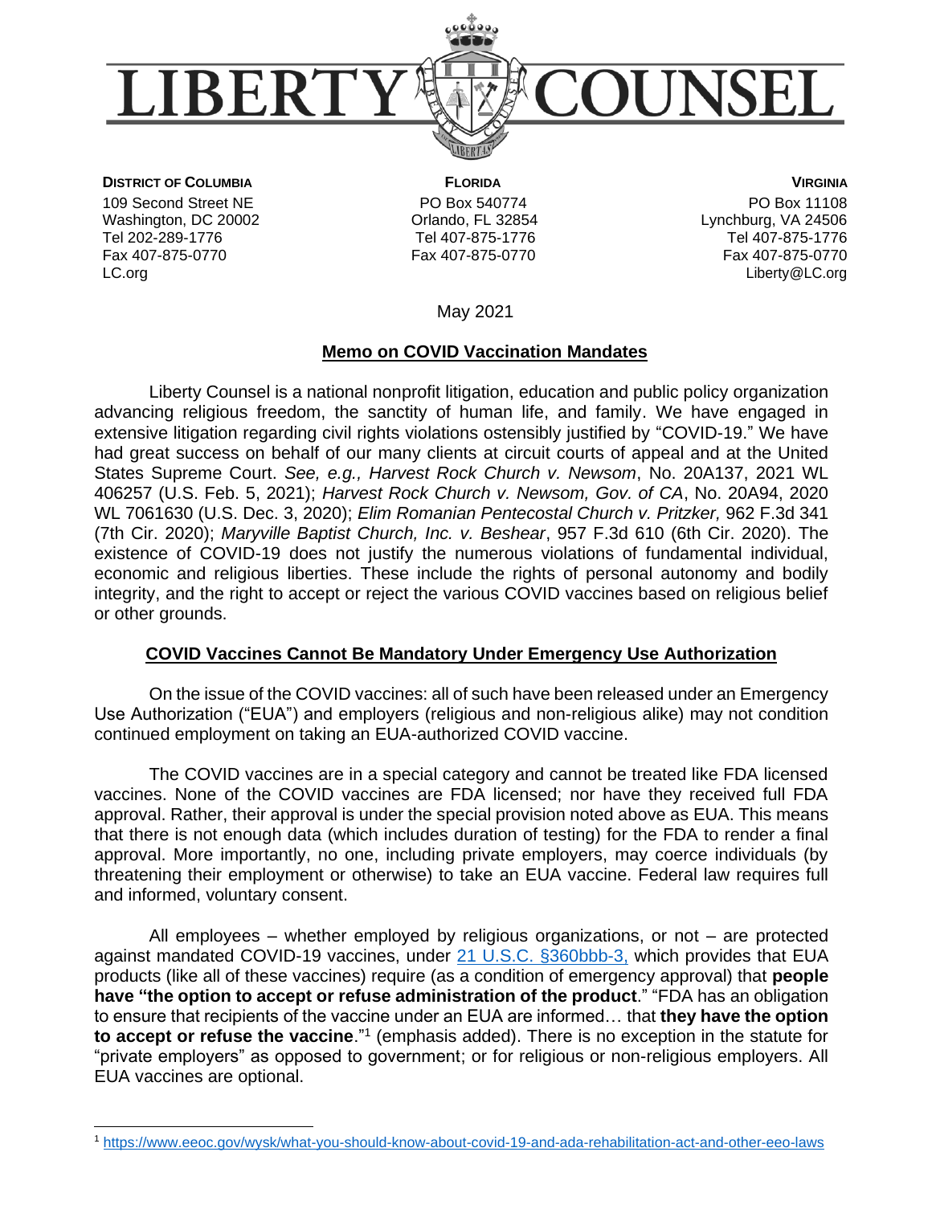# LIBERTY COUNSEL

**DISTRICT OF COLUMBIA**
109 Second Street NE
Washington, DC 20002
Tel 202-289-1776
Fax 407-875-0770
LC.org

**FLORIDA**
PO Box 540774
Orlando, FL 32854
Tel 407-875-1776
Fax 407-875-0770

**VIRGINIA**
PO Box 11108
Lynchburg, VA 24506
Tel 407-875-1776
Fax 407-875-0770
Liberty@LC.org

May 2021

## Memo on COVID Vaccination Mandates

Liberty Counsel is a national nonprofit litigation, education and public policy organization advancing religious freedom, the sanctity of human life, and family. We have engaged in extensive litigation regarding civil rights violations ostensibly justified by "COVID-19." We have had great success on behalf of our many clients at circuit courts of appeal and at the United States Supreme Court. *See, e.g., Harvest Rock Church v. Newsom*, No. 20A137, 2021 WL 406257 (U.S. Feb. 5, 2021); *Harvest Rock Church v. Newsom, Gov. of CA*, No. 20A94, 2020 WL 7061630 (U.S. Dec. 3, 2020); *Elim Romanian Pentecostal Church v. Pritzker,* 962 F.3d 341 (7th Cir. 2020); *Maryville Baptist Church, Inc. v. Beshear*, 957 F.3d 610 (6th Cir. 2020). The existence of COVID-19 does not justify the numerous violations of fundamental individual, economic and religious liberties. These include the rights of personal autonomy and bodily integrity, and the right to accept or reject the various COVID vaccines based on religious belief or other grounds.

## COVID Vaccines Cannot Be Mandatory Under Emergency Use Authorization

On the issue of the COVID vaccines: all of such have been released under an Emergency Use Authorization ("EUA") and employers (religious and non-religious alike) may not condition continued employment on taking an EUA-authorized COVID vaccine.

The COVID vaccines are in a special category and cannot be treated like FDA licensed vaccines. None of the COVID vaccines are FDA licensed; nor have they received full FDA approval. Rather, their approval is under the special provision noted above as EUA. This means that there is not enough data (which includes duration of testing) for the FDA to render a final approval. More importantly, no one, including private employers, may coerce individuals (by threatening their employment or otherwise) to take an EUA vaccine. Federal law requires full and informed, voluntary consent.

All employees – whether employed by religious organizations, or not – are protected against mandated COVID-19 vaccines, under [21 U.S.C. §360bbb-3,](#) which provides that EUA products (like all of these vaccines) require (as a condition of emergency approval) that **people have "the option to accept or refuse administration of the product**." "FDA has an obligation to ensure that recipients of the vaccine under an EUA are informed… that **they have the option to accept or refuse the vaccine**."[1] (emphasis added). There is no exception in the statute for "private employers" as opposed to government; or for religious or non-religious employers. All EUA vaccines are optional.

---

[1] https://www.eeoc.gov/wysk/what-you-should-know-about-covid-19-and-ada-rehabilitation-act-and-other-eeo-laws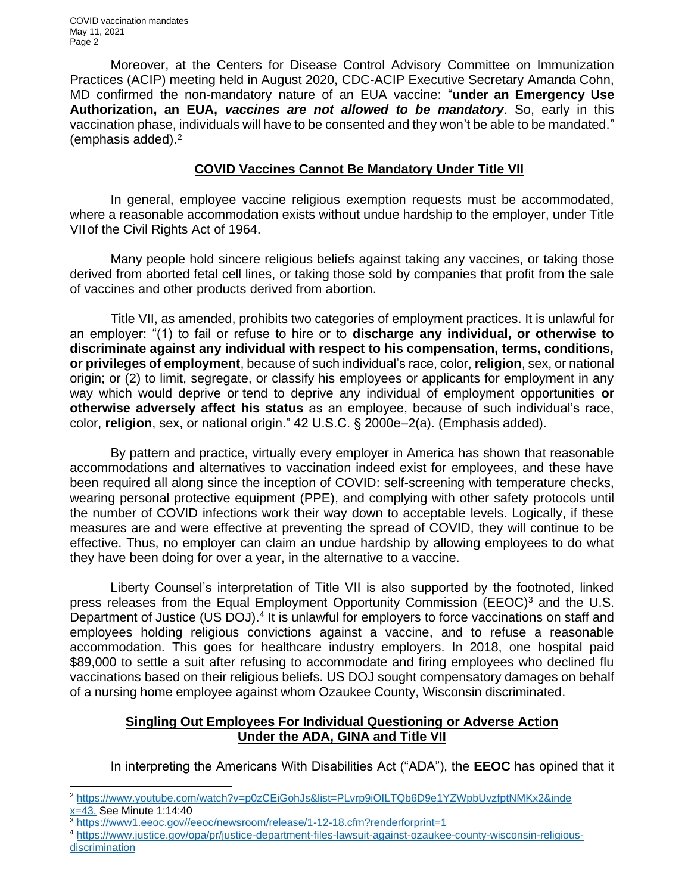Moreover, at the Centers for Disease Control Advisory Committee on Immunization Practices (ACIP) meeting held in August 2020, CDC-ACIP Executive Secretary Amanda Cohn, MD confirmed the non-mandatory nature of an EUA vaccine: "**under an Emergency Use Authorization, an EUA, *vaccines are not allowed to be mandatory***. So, early in this vaccination phase, individuals will have to be consented and they won't be able to be mandated." (emphasis added).[2]

## COVID Vaccines Cannot Be Mandatory Under Title VII

In general, employee vaccine religious exemption requests must be accommodated, where a reasonable accommodation exists without undue hardship to the employer, under Title VII of the Civil Rights Act of 1964.

Many people hold sincere religious beliefs against taking any vaccines, or taking those derived from aborted fetal cell lines, or taking those sold by companies that profit from the sale of vaccines and other products derived from abortion.

Title VII, as amended, prohibits two categories of employment practices. It is unlawful for an employer: "(1) to fail or refuse to hire or to **discharge any individual, or otherwise to discriminate against any individual with respect to his compensation, terms, conditions, or privileges of employment**, because of such individual's race, color, **religion**, sex, or national origin; or (2) to limit, segregate, or classify his employees or applicants for employment in any way which would deprive or tend to deprive any individual of employment opportunities **or otherwise adversely affect his status** as an employee, because of such individual's race, color, **religion**, sex, or national origin." 42 U.S.C. § 2000e–2(a). (Emphasis added).

By pattern and practice, virtually every employer in America has shown that reasonable accommodations and alternatives to vaccination indeed exist for employees, and these have been required all along since the inception of COVID: self-screening with temperature checks, wearing personal protective equipment (PPE), and complying with other safety protocols until the number of COVID infections work their way down to acceptable levels. Logically, if these measures are and were effective at preventing the spread of COVID, they will continue to be effective. Thus, no employer can claim an undue hardship by allowing employees to do what they have been doing for over a year, in the alternative to a vaccine.

Liberty Counsel's interpretation of Title VII is also supported by the footnoted, linked press releases from the Equal Employment Opportunity Commission (EEOC)[3] and the U.S. Department of Justice (US DOJ).[4] It is unlawful for employers to force vaccinations on staff and employees holding religious convictions against a vaccine, and to refuse a reasonable accommodation. This goes for healthcare industry employers. In 2018, one hospital paid $89,000 to settle a suit after refusing to accommodate and firing employees who declined flu vaccinations based on their religious beliefs. US DOJ sought compensatory damages on behalf of a nursing home employee against whom Ozaukee County, Wisconsin discriminated.

## Singling Out Employees For Individual Questioning or Adverse Action Under the ADA, GINA and Title VII

In interpreting the Americans With Disabilities Act ("ADA"), the **EEOC** has opined that it

---

[2] https://www.youtube.com/watch?v=p0zCEiGohJs&list=PLvrp9iOILTQb6D9e1YZWpbUvzfptNMKx2&index=43. See Minute 1:14:40

[3] https://www1.eeoc.gov//eeoc/newsroom/release/1-12-18.cfm?renderforprint=1

[4] https://www.justice.gov/opa/pr/justice-department-files-lawsuit-against-ozaukee-county-wisconsin-religious-discrimination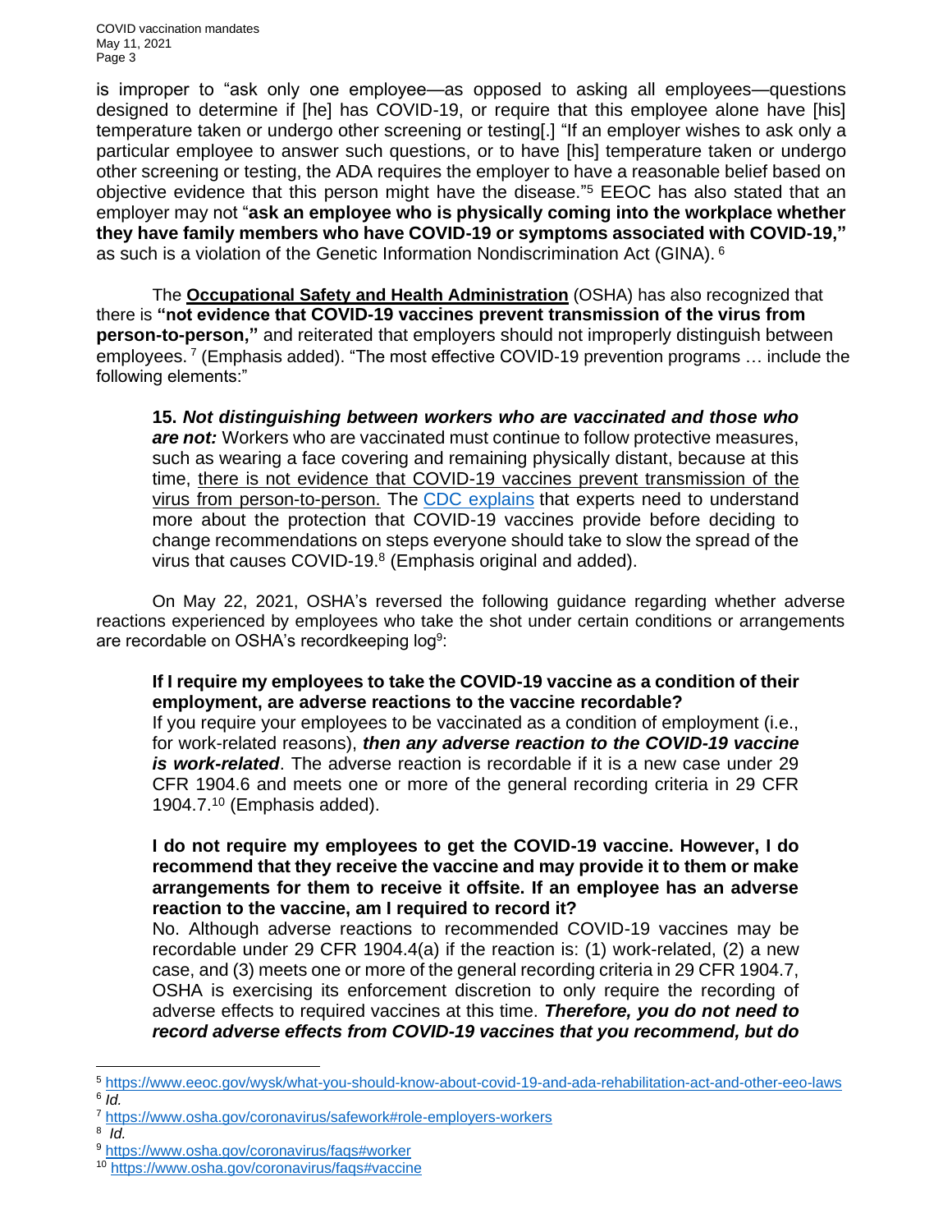is improper to "ask only one employee—as opposed to asking all employees—questions designed to determine if [he] has COVID-19, or require that this employee alone have [his] temperature taken or undergo other screening or testing[.] "If an employer wishes to ask only a particular employee to answer such questions, or to have [his] temperature taken or undergo other screening or testing, the ADA requires the employer to have a reasonable belief based on objective evidence that this person might have the disease."[5] EEOC has also stated that an employer may not "**ask an employee who is physically coming into the workplace whether they have family members who have COVID-19 or symptoms associated with COVID-19,"** as such is a violation of the Genetic Information Nondiscrimination Act (GINA). [6]

The **Occupational Safety and Health Administration** (OSHA) has also recognized that there is **"not evidence that COVID-19 vaccines prevent transmission of the virus from person-to-person,"** and reiterated that employers should not improperly distinguish between employees. [7] (Emphasis added). "The most effective COVID-19 prevention programs … include the following elements:"

> **15. *Not distinguishing between workers who are vaccinated and those who are not:*** Workers who are vaccinated must continue to follow protective measures, such as wearing a face covering and remaining physically distant, because at this time, there is not evidence that COVID-19 vaccines prevent transmission of the virus from person-to-person. The CDC explains that experts need to understand more about the protection that COVID-19 vaccines provide before deciding to change recommendations on steps everyone should take to slow the spread of the virus that causes COVID-19.[8] (Emphasis original and added).

On May 22, 2021, OSHA's reversed the following guidance regarding whether adverse reactions experienced by employees who take the shot under certain conditions or arrangements are recordable on OSHA's recordkeeping log[9]:

> **If I require my employees to take the COVID-19 vaccine as a condition of their employment, are adverse reactions to the vaccine recordable?**
> If you require your employees to be vaccinated as a condition of employment (i.e., for work-related reasons), ***then any adverse reaction to the COVID-19 vaccine is work-related***. The adverse reaction is recordable if it is a new case under 29 CFR 1904.6 and meets one or more of the general recording criteria in 29 CFR 1904.7.[10] (Emphasis added).

> **I do not require my employees to get the COVID-19 vaccine. However, I do recommend that they receive the vaccine and may provide it to them or make arrangements for them to receive it offsite. If an employee has an adverse reaction to the vaccine, am I required to record it?**
> No. Although adverse reactions to recommended COVID-19 vaccines may be recordable under 29 CFR 1904.4(a) if the reaction is: (1) work-related, (2) a new case, and (3) meets one or more of the general recording criteria in 29 CFR 1904.7, OSHA is exercising its enforcement discretion to only require the recording of adverse effects to required vaccines at this time. ***Therefore, you do not need to record adverse effects from COVID-19 vaccines that you recommend, but do***

---

[5] https://www.eeoc.gov/wysk/what-you-should-know-about-covid-19-and-ada-rehabilitation-act-and-other-eeo-laws
[6] *Id.*
[7] https://www.osha.gov/coronavirus/safework#role-employers-workers
[8] *Id.*
[9] https://www.osha.gov/coronavirus/faqs#worker
[10] https://www.osha.gov/coronavirus/faqs#vaccine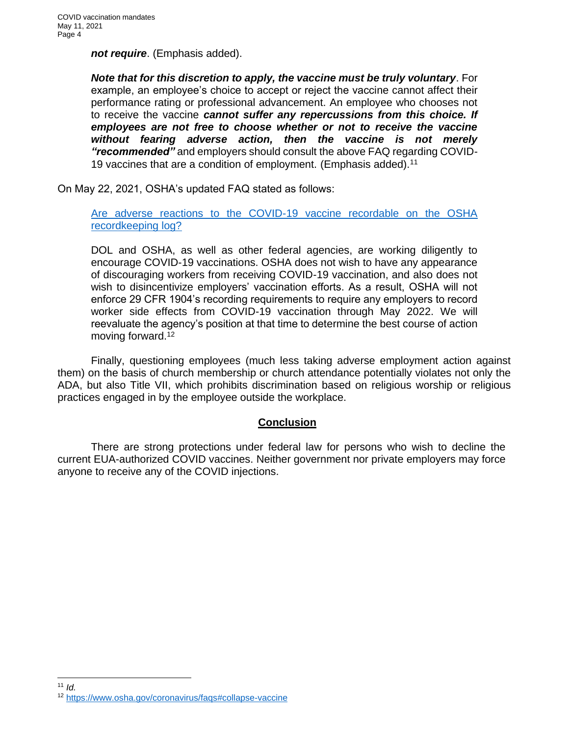> ***not require***. (Emphasis added).
>
> ***Note that for this discretion to apply, the vaccine must be truly voluntary***. For example, an employee's choice to accept or reject the vaccine cannot affect their performance rating or professional advancement. An employee who chooses not to receive the vaccine ***cannot suffer any repercussions from this choice. If employees are not free to choose whether or not to receive the vaccine without fearing adverse action, then the vaccine is not merely "recommended"*** and employers should consult the above FAQ regarding COVID-19 vaccines that are a condition of employment. (Emphasis added).[11]

On May 22, 2021, OSHA's updated FAQ stated as follows:

> [Are adverse reactions to the COVID-19 vaccine recordable on the OSHA recordkeeping log?](https://www.osha.gov/coronavirus/faqs#collapse-vaccine)
>
> DOL and OSHA, as well as other federal agencies, are working diligently to encourage COVID-19 vaccinations. OSHA does not wish to have any appearance of discouraging workers from receiving COVID-19 vaccination, and also does not wish to disincentivize employers' vaccination efforts. As a result, OSHA will not enforce 29 CFR 1904's recording requirements to require any employers to record worker side effects from COVID-19 vaccination through May 2022. We will reevaluate the agency's position at that time to determine the best course of action moving forward.[12]

Finally, questioning employees (much less taking adverse employment action against them) on the basis of church membership or church attendance potentially violates not only the ADA, but also Title VII, which prohibits discrimination based on religious worship or religious practices engaged in by the employee outside the workplace.

## Conclusion

There are strong protections under federal law for persons who wish to decline the current EUA-authorized COVID vaccines. Neither government nor private employers may force anyone to receive any of the COVID injections.

---

[11] *Id.*

[12] https://www.osha.gov/coronavirus/faqs#collapse-vaccine